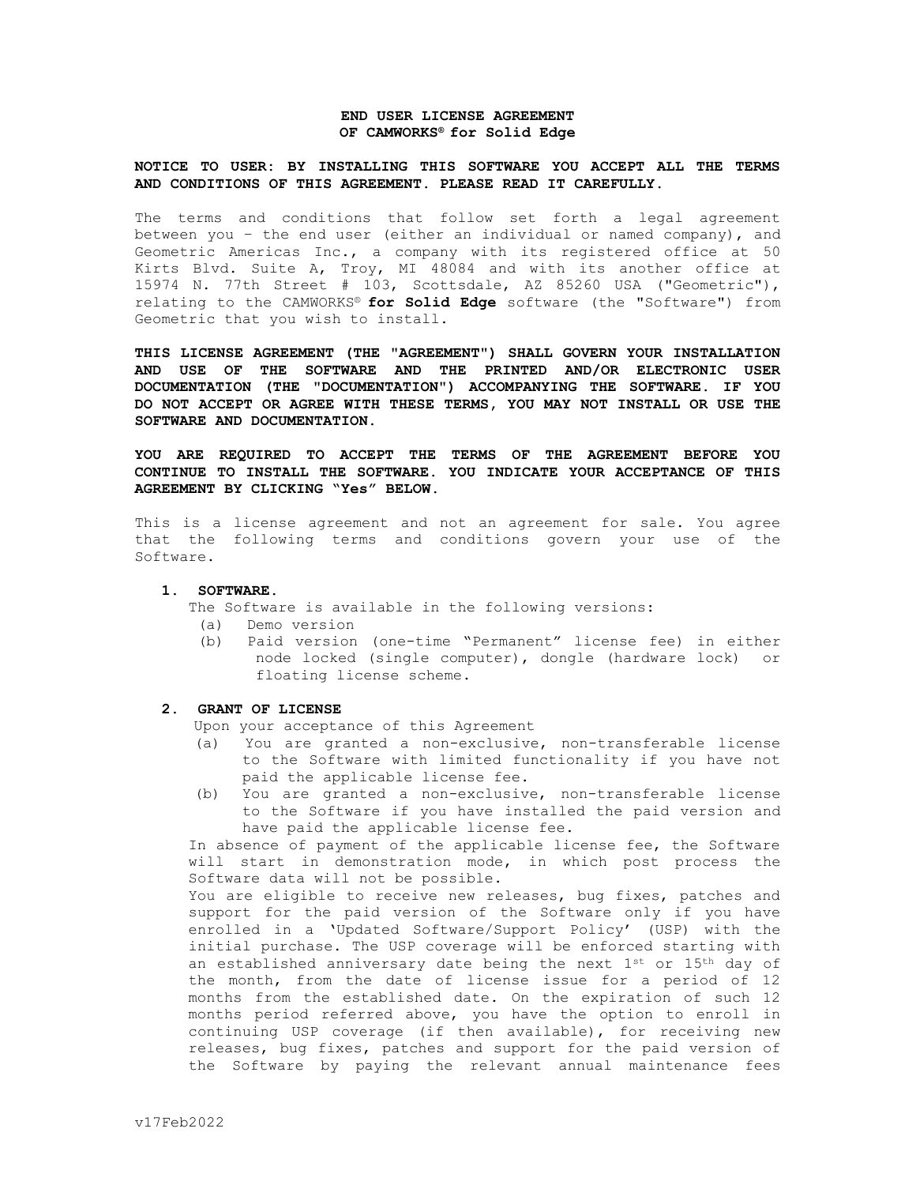**END USER LICENSE AGREEMENT**
**OF CAMWORKS® for Solid Edge**

**NOTICE TO USER: BY INSTALLING THIS SOFTWARE YOU ACCEPT ALL THE TERMS AND CONDITIONS OF THIS AGREEMENT. PLEASE READ IT CAREFULLY.**

The terms and conditions that follow set forth a legal agreement between you – the end user (either an individual or named company), and Geometric Americas Inc., a company with its registered office at 50 Kirts Blvd. Suite A, Troy, MI 48084 and with its another office at 15974 N. 77th Street # 103, Scottsdale, AZ 85260 USA ("Geometric"), relating to the CAMWORKS® **for Solid Edge** software (the "Software") from Geometric that you wish to install.

**THIS LICENSE AGREEMENT (THE "AGREEMENT") SHALL GOVERN YOUR INSTALLATION AND USE OF THE SOFTWARE AND THE PRINTED AND/OR ELECTRONIC USER DOCUMENTATION (THE "DOCUMENTATION") ACCOMPANYING THE SOFTWARE. IF YOU DO NOT ACCEPT OR AGREE WITH THESE TERMS, YOU MAY NOT INSTALL OR USE THE SOFTWARE AND DOCUMENTATION.**

**YOU ARE REQUIRED TO ACCEPT THE TERMS OF THE AGREEMENT BEFORE YOU CONTINUE TO INSTALL THE SOFTWARE. YOU INDICATE YOUR ACCEPTANCE OF THIS AGREEMENT BY CLICKING "Yes" BELOW.**

This is a license agreement and not an agreement for sale. You agree that the following terms and conditions govern your use of the Software.

**1. SOFTWARE.**

The Software is available in the following versions:

(a) Demo version

(b) Paid version (one-time "Permanent" license fee) in either node locked (single computer), dongle (hardware lock) or floating license scheme.

**2. GRANT OF LICENSE**

Upon your acceptance of this Agreement

(a) You are granted a non-exclusive, non-transferable license to the Software with limited functionality if you have not paid the applicable license fee.

(b) You are granted a non-exclusive, non-transferable license to the Software if you have installed the paid version and have paid the applicable license fee.

In absence of payment of the applicable license fee, the Software will start in demonstration mode, in which post process the Software data will not be possible.

You are eligible to receive new releases, bug fixes, patches and support for the paid version of the Software only if you have enrolled in a 'Updated Software/Support Policy' (USP) with the initial purchase. The USP coverage will be enforced starting with an established anniversary date being the next 1st or 15th day of the month, from the date of license issue for a period of 12 months from the established date. On the expiration of such 12 months period referred above, you have the option to enroll in continuing USP coverage (if then available), for receiving new releases, bug fixes, patches and support for the paid version of the Software by paying the relevant annual maintenance fees

v17Feb2022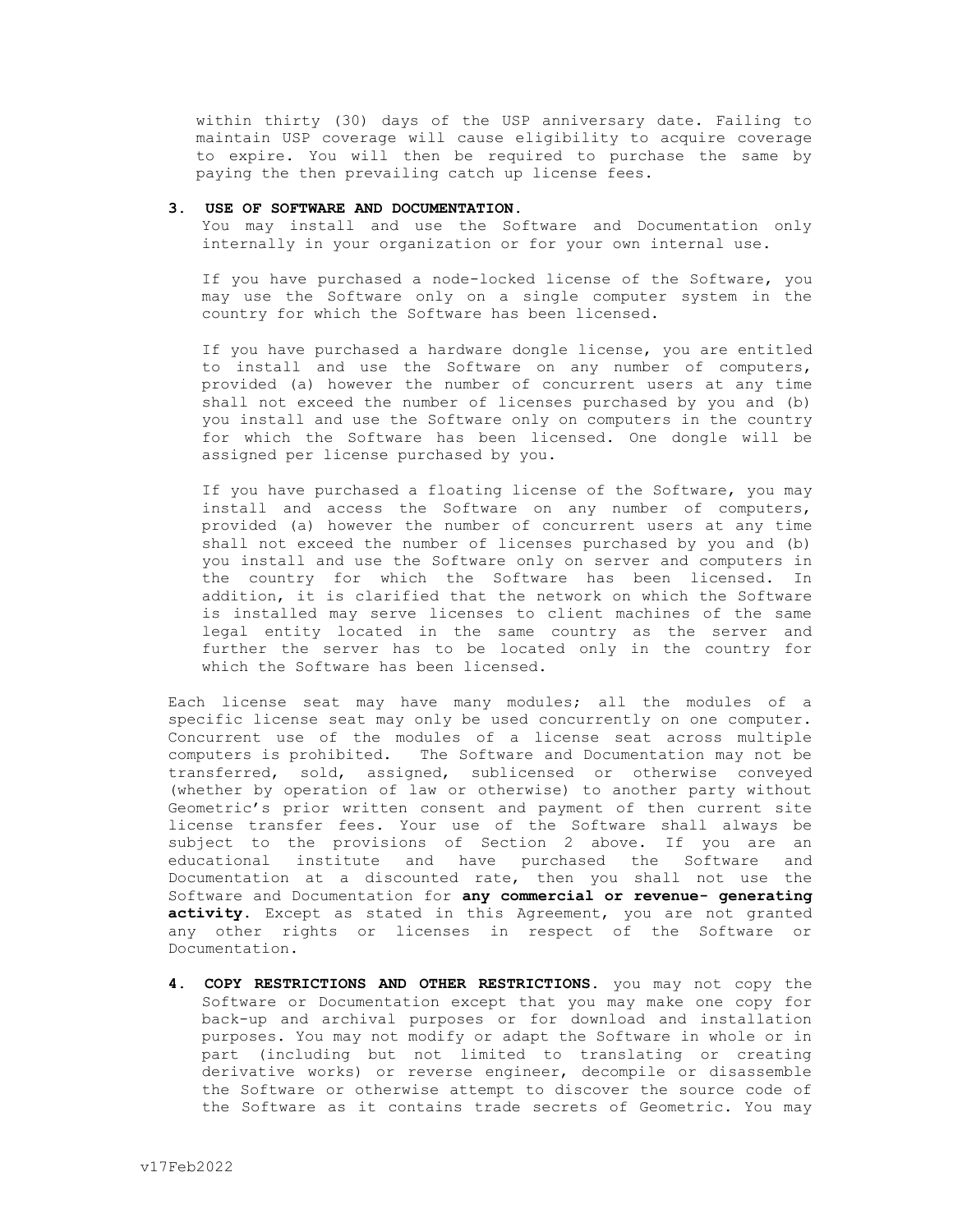within thirty (30) days of the USP anniversary date. Failing to maintain USP coverage will cause eligibility to acquire coverage to expire. You will then be required to purchase the same by paying the then prevailing catch up license fees.

3. **USE OF SOFTWARE AND DOCUMENTATION.**
   You may install and use the Software and Documentation only internally in your organization or for your own internal use.

   If you have purchased a node-locked license of the Software, you may use the Software only on a single computer system in the country for which the Software has been licensed.

   If you have purchased a hardware dongle license, you are entitled to install and use the Software on any number of computers, provided (a) however the number of concurrent users at any time shall not exceed the number of licenses purchased by you and (b) you install and use the Software only on computers in the country for which the Software has been licensed. One dongle will be assigned per license purchased by you.

   If you have purchased a floating license of the Software, you may install and access the Software on any number of computers, provided (a) however the number of concurrent users at any time shall not exceed the number of licenses purchased by you and (b) you install and use the Software only on server and computers in the country for which the Software has been licensed. In addition, it is clarified that the network on which the Software is installed may serve licenses to client machines of the same legal entity located in the same country as the server and further the server has to be located only in the country for which the Software has been licensed.

Each license seat may have many modules; all the modules of a specific license seat may only be used concurrently on one computer. Concurrent use of the modules of a license seat across multiple computers is prohibited. The Software and Documentation may not be transferred, sold, assigned, sublicensed or otherwise conveyed (whether by operation of law or otherwise) to another party without Geometric's prior written consent and payment of then current site license transfer fees. Your use of the Software shall always be subject to the provisions of Section 2 above. If you are an educational institute and have purchased the Software and Documentation at a discounted rate, then you shall not use the Software and Documentation for **any commercial or revenue- generating activity**. Except as stated in this Agreement, you are not granted any other rights or licenses in respect of the Software or Documentation.

4. **COPY RESTRICTIONS AND OTHER RESTRICTIONS.** you may not copy the Software or Documentation except that you may make one copy for back-up and archival purposes or for download and installation purposes. You may not modify or adapt the Software in whole or in part (including but not limited to translating or creating derivative works) or reverse engineer, decompile or disassemble the Software or otherwise attempt to discover the source code of the Software as it contains trade secrets of Geometric. You may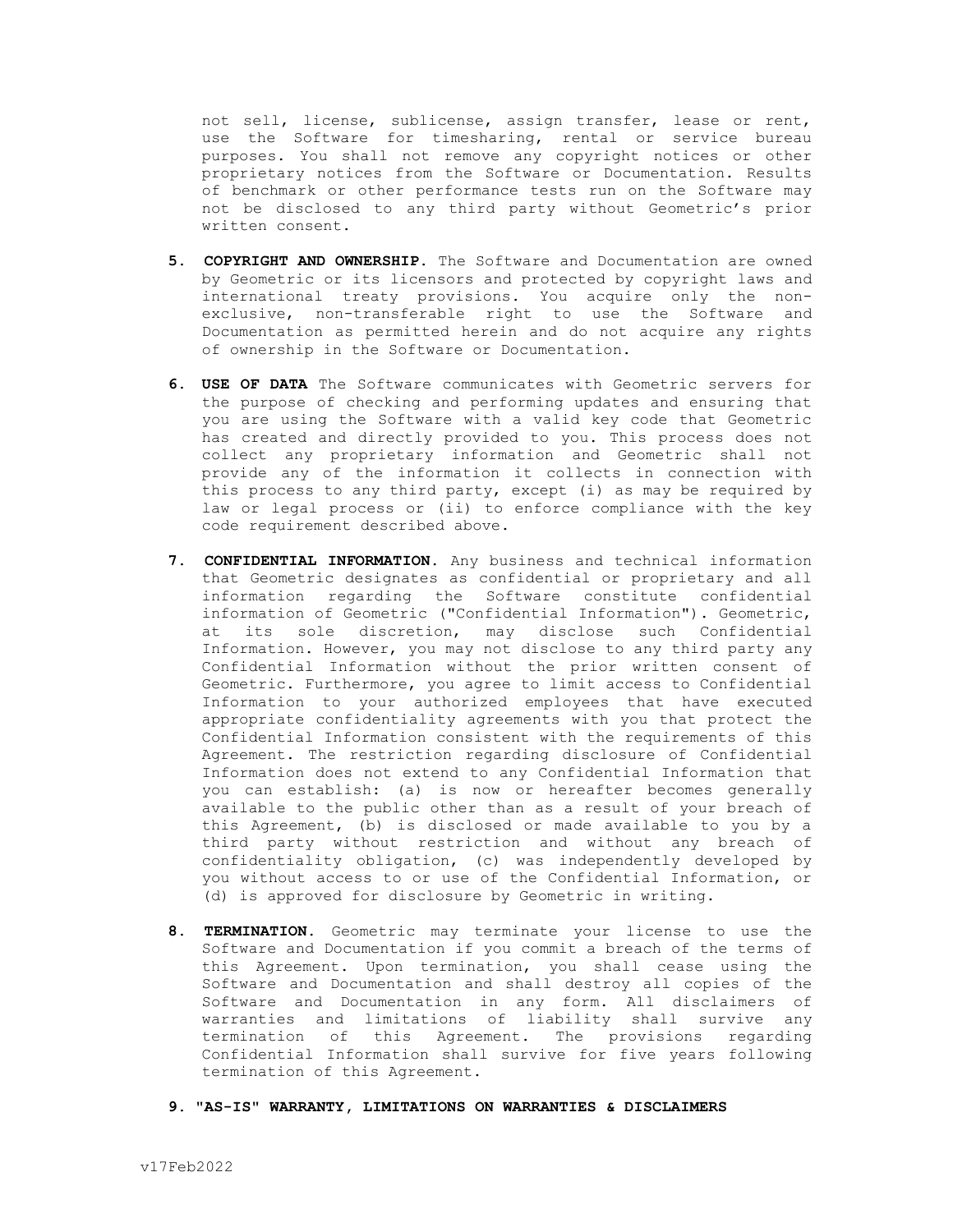not sell, license, sublicense, assign transfer, lease or rent, use the Software for timesharing, rental or service bureau purposes. You shall not remove any copyright notices or other proprietary notices from the Software or Documentation. Results of benchmark or other performance tests run on the Software may not be disclosed to any third party without Geometric's prior written consent.

5. **COPYRIGHT AND OWNERSHIP.** The Software and Documentation are owned by Geometric or its licensors and protected by copyright laws and international treaty provisions. You acquire only the non-exclusive, non-transferable right to use the Software and Documentation as permitted herein and do not acquire any rights of ownership in the Software or Documentation.

6. **USE OF DATA** The Software communicates with Geometric servers for the purpose of checking and performing updates and ensuring that you are using the Software with a valid key code that Geometric has created and directly provided to you. This process does not collect any proprietary information and Geometric shall not provide any of the information it collects in connection with this process to any third party, except (i) as may be required by law or legal process or (ii) to enforce compliance with the key code requirement described above.

7. **CONFIDENTIAL INFORMATION.** Any business and technical information that Geometric designates as confidential or proprietary and all information regarding the Software constitute confidential information of Geometric ("Confidential Information"). Geometric, at its sole discretion, may disclose such Confidential Information. However, you may not disclose to any third party any Confidential Information without the prior written consent of Geometric. Furthermore, you agree to limit access to Confidential Information to your authorized employees that have executed appropriate confidentiality agreements with you that protect the Confidential Information consistent with the requirements of this Agreement. The restriction regarding disclosure of Confidential Information does not extend to any Confidential Information that you can establish: (a) is now or hereafter becomes generally available to the public other than as a result of your breach of this Agreement, (b) is disclosed or made available to you by a third party without restriction and without any breach of confidentiality obligation, (c) was independently developed by you without access to or use of the Confidential Information, or (d) is approved for disclosure by Geometric in writing.

8. **TERMINATION.** Geometric may terminate your license to use the Software and Documentation if you commit a breach of the terms of this Agreement. Upon termination, you shall cease using the Software and Documentation and shall destroy all copies of the Software and Documentation in any form. All disclaimers of warranties and limitations of liability shall survive any termination of this Agreement. The provisions regarding Confidential Information shall survive for five years following termination of this Agreement.

9. **"AS-IS" WARRANTY, LIMITATIONS ON WARRANTIES & DISCLAIMERS**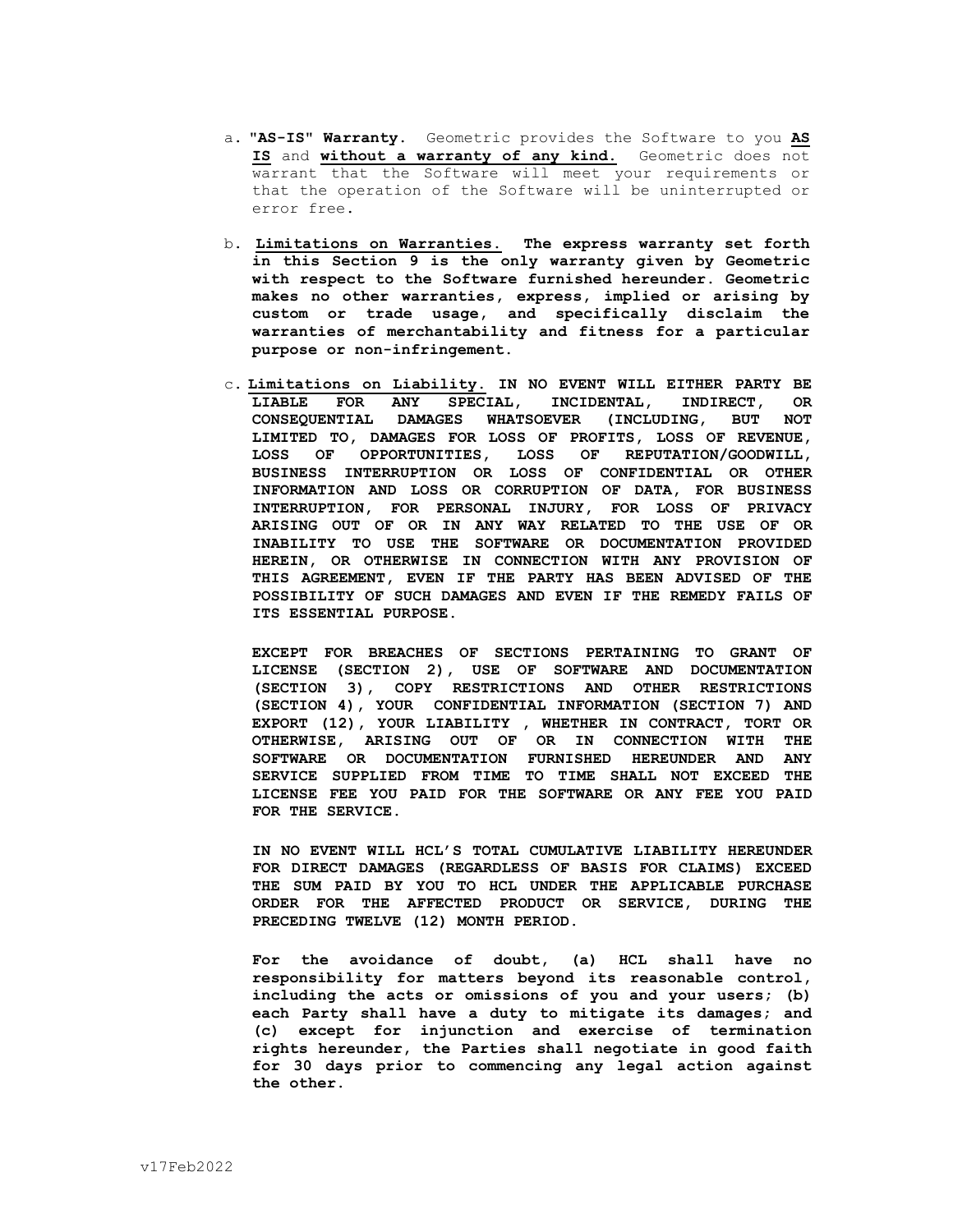a. **"AS-IS" Warranty.** Geometric provides the Software to you **AS IS** and **without a warranty of any kind.** Geometric does not warrant that the Software will meet your requirements or that the operation of the Software will be uninterrupted or error free.

b. **Limitations on Warranties. The express warranty set forth in this Section 9 is the only warranty given by Geometric with respect to the Software furnished hereunder. Geometric makes no other warranties, express, implied or arising by custom or trade usage, and specifically disclaim the warranties of merchantability and fitness for a particular purpose or non-infringement.**

c. **Limitations on Liability. IN NO EVENT WILL EITHER PARTY BE LIABLE FOR ANY SPECIAL, INCIDENTAL, INDIRECT, OR CONSEQUENTIAL DAMAGES WHATSOEVER (INCLUDING, BUT NOT LIMITED TO, DAMAGES FOR LOSS OF PROFITS, LOSS OF REVENUE, LOSS OF OPPORTUNITIES, LOSS OF REPUTATION/GOODWILL, BUSINESS INTERRUPTION OR LOSS OF CONFIDENTIAL OR OTHER INFORMATION AND LOSS OR CORRUPTION OF DATA, FOR BUSINESS INTERRUPTION, FOR PERSONAL INJURY, FOR LOSS OF PRIVACY ARISING OUT OF OR IN ANY WAY RELATED TO THE USE OF OR INABILITY TO USE THE SOFTWARE OR DOCUMENTATION PROVIDED HEREIN, OR OTHERWISE IN CONNECTION WITH ANY PROVISION OF THIS AGREEMENT, EVEN IF THE PARTY HAS BEEN ADVISED OF THE POSSIBILITY OF SUCH DAMAGES AND EVEN IF THE REMEDY FAILS OF ITS ESSENTIAL PURPOSE.**

   **EXCEPT FOR BREACHES OF SECTIONS PERTAINING TO GRANT OF LICENSE (SECTION 2), USE OF SOFTWARE AND DOCUMENTATION (SECTION 3), COPY RESTRICTIONS AND OTHER RESTRICTIONS (SECTION 4), YOUR CONFIDENTIAL INFORMATION (SECTION 7) AND EXPORT (12), YOUR LIABILITY , WHETHER IN CONTRACT, TORT OR OTHERWISE, ARISING OUT OF OR IN CONNECTION WITH THE SOFTWARE OR DOCUMENTATION FURNISHED HEREUNDER AND ANY SERVICE SUPPLIED FROM TIME TO TIME SHALL NOT EXCEED THE LICENSE FEE YOU PAID FOR THE SOFTWARE OR ANY FEE YOU PAID FOR THE SERVICE.**

   **IN NO EVENT WILL HCL'S TOTAL CUMULATIVE LIABILITY HEREUNDER FOR DIRECT DAMAGES (REGARDLESS OF BASIS FOR CLAIMS) EXCEED THE SUM PAID BY YOU TO HCL UNDER THE APPLICABLE PURCHASE ORDER FOR THE AFFECTED PRODUCT OR SERVICE, DURING THE PRECEDING TWELVE (12) MONTH PERIOD.**

   **For the avoidance of doubt, (a) HCL shall have no responsibility for matters beyond its reasonable control, including the acts or omissions of you and your users; (b) each Party shall have a duty to mitigate its damages; and (c) except for injunction and exercise of termination rights hereunder, the Parties shall negotiate in good faith for 30 days prior to commencing any legal action against the other.**

v17Feb2022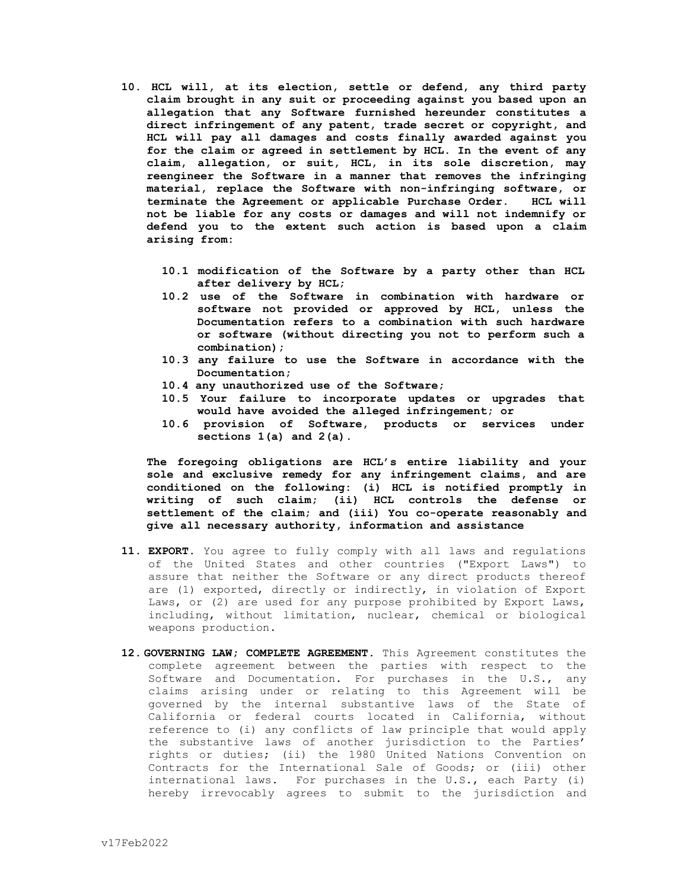10. **HCL will, at its election, settle or defend, any third party claim brought in any suit or proceeding against you based upon an allegation that any Software furnished hereunder constitutes a direct infringement of any patent, trade secret or copyright, and HCL will pay all damages and costs finally awarded against you for the claim or agreed in settlement by HCL. In the event of any claim, allegation, or suit, HCL, in its sole discretion, may reengineer the Software in a manner that removes the infringing material, replace the Software with non-infringing software, or terminate the Agreement or applicable Purchase Order. HCL will not be liable for any costs or damages and will not indemnify or defend you to the extent such action is based upon a claim arising from:**

    **10.1 modification of the Software by a party other than HCL after delivery by HCL;**
    **10.2 use of the Software in combination with hardware or software not provided or approved by HCL, unless the Documentation refers to a combination with such hardware or software (without directing you not to perform such a combination);**
    **10.3 any failure to use the Software in accordance with the Documentation;**
    **10.4 any unauthorized use of the Software;**
    **10.5 Your failure to incorporate updates or upgrades that would have avoided the alleged infringement; or**
    **10.6 provision of Software, products or services under sections 1(a) and 2(a).**

    **The foregoing obligations are HCL's entire liability and your sole and exclusive remedy for any infringement claims, and are conditioned on the following: (i) HCL is notified promptly in writing of such claim; (ii) HCL controls the defense or settlement of the claim; and (iii) You co-operate reasonably and give all necessary authority, information and assistance**

11. **EXPORT.** You agree to fully comply with all laws and regulations of the United States and other countries ("Export Laws") to assure that neither the Software or any direct products thereof are (1) exported, directly or indirectly, in violation of Export Laws, or (2) are used for any purpose prohibited by Export Laws, including, without limitation, nuclear, chemical or biological weapons production.

12. **GOVERNING LAW; COMPLETE AGREEMENT.** This Agreement constitutes the complete agreement between the parties with respect to the Software and Documentation. For purchases in the U.S., any claims arising under or relating to this Agreement will be governed by the internal substantive laws of the State of California or federal courts located in California, without reference to (i) any conflicts of law principle that would apply the substantive laws of another jurisdiction to the Parties' rights or duties; (ii) the 1980 United Nations Convention on Contracts for the International Sale of Goods; or (iii) other international laws. For purchases in the U.S., each Party (i) hereby irrevocably agrees to submit to the jurisdiction and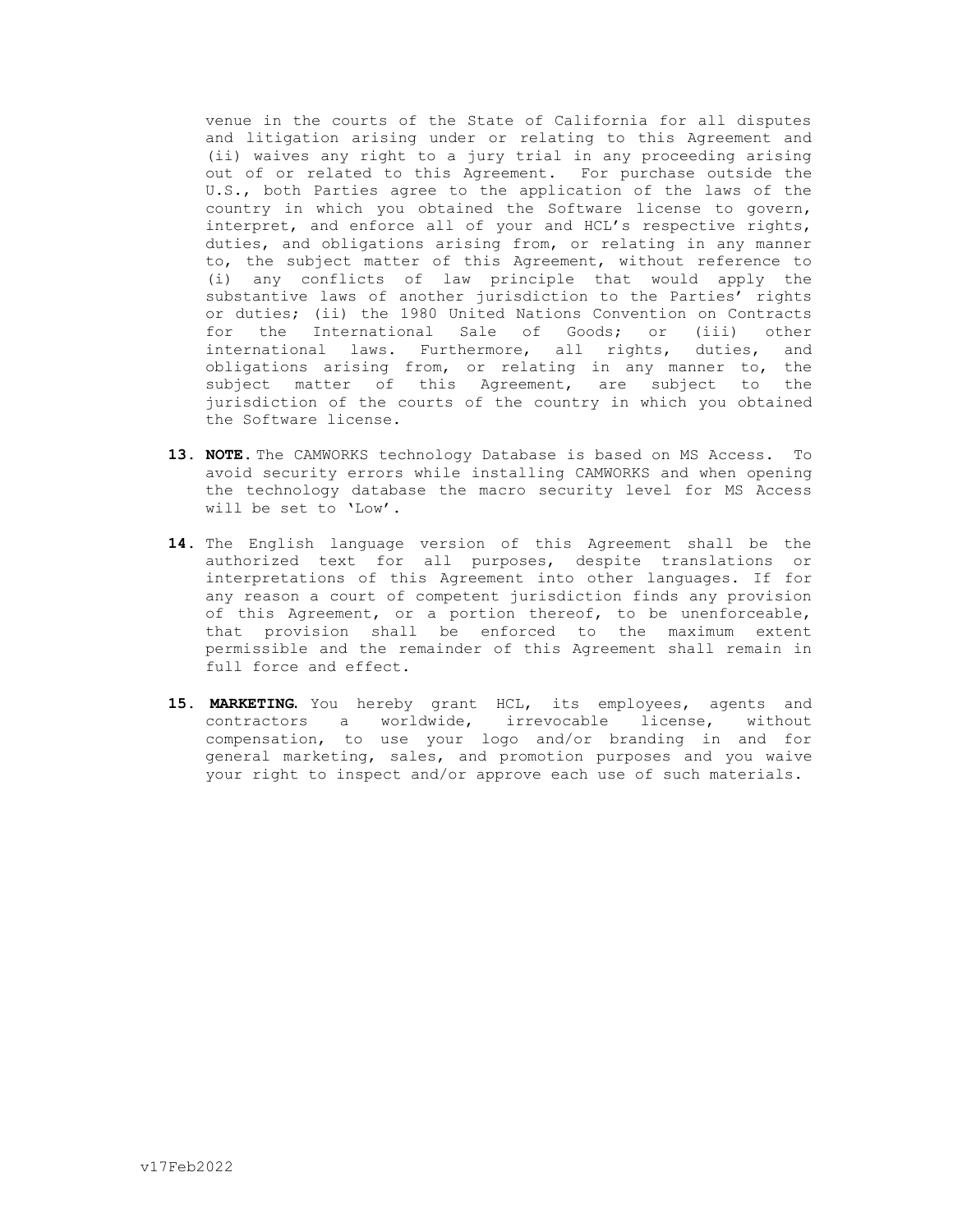venue in the courts of the State of California for all disputes and litigation arising under or relating to this Agreement and (ii) waives any right to a jury trial in any proceeding arising out of or related to this Agreement. For purchase outside the U.S., both Parties agree to the application of the laws of the country in which you obtained the Software license to govern, interpret, and enforce all of your and HCL's respective rights, duties, and obligations arising from, or relating in any manner to, the subject matter of this Agreement, without reference to (i) any conflicts of law principle that would apply the substantive laws of another jurisdiction to the Parties' rights or duties; (ii) the 1980 United Nations Convention on Contracts for the International Sale of Goods; or (iii) other international laws. Furthermore, all rights, duties, and obligations arising from, or relating in any manner to, the subject matter of this Agreement, are subject to the jurisdiction of the courts of the country in which you obtained the Software license.

13. **NOTE.** The CAMWORKS technology Database is based on MS Access. To avoid security errors while installing CAMWORKS and when opening the technology database the macro security level for MS Access will be set to 'Low'.

14. The English language version of this Agreement shall be the authorized text for all purposes, despite translations or interpretations of this Agreement into other languages. If for any reason a court of competent jurisdiction finds any provision of this Agreement, or a portion thereof, to be unenforceable, that provision shall be enforced to the maximum extent permissible and the remainder of this Agreement shall remain in full force and effect.

15. **MARKETING.** You hereby grant HCL, its employees, agents and contractors a worldwide, irrevocable license, without compensation, to use your logo and/or branding in and for general marketing, sales, and promotion purposes and you waive your right to inspect and/or approve each use of such materials.

v17Feb2022